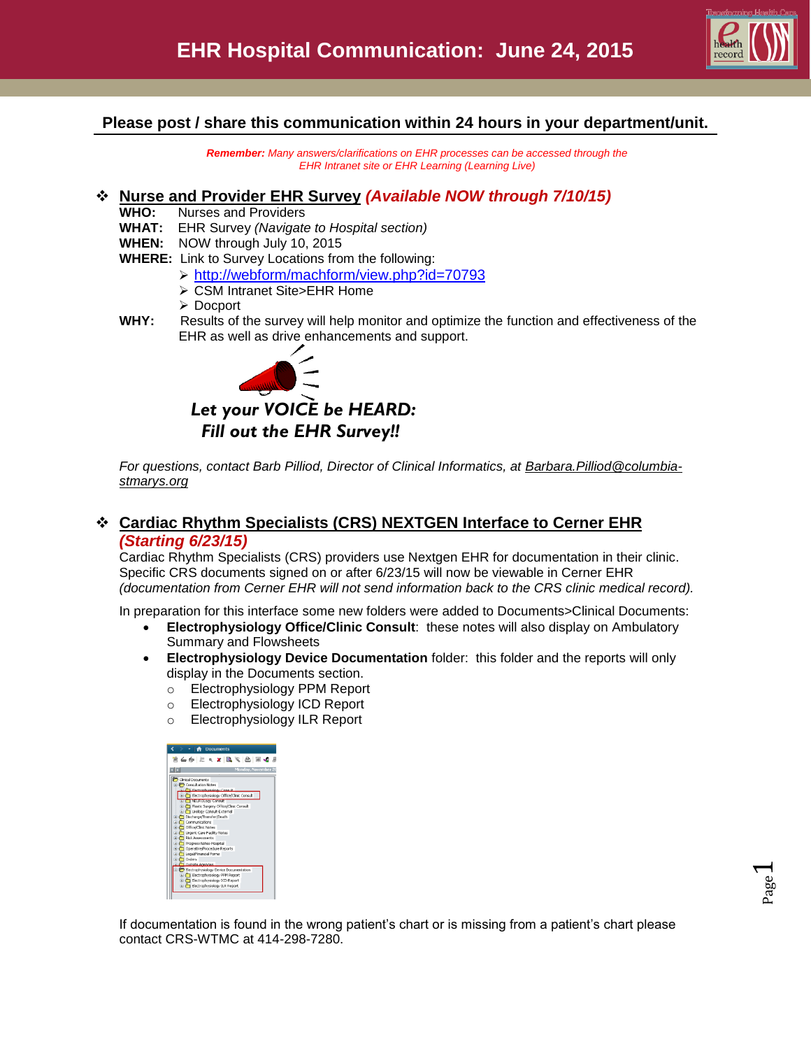# EHR Hospital Communication: June 24, 2015

**Please post / share this communication within 24 hours in your department/unit.**

***Remember:** Many answers/clarifications on EHR processes can be accessed through the EHR Intranet site or EHR Learning (Learning Live)*

## Nurse and Provider EHR Survey *(Available NOW through 7/10/15)*

**WHO:** Nurses and Providers

**WHAT:** EHR Survey *(Navigate to Hospital section)*

**WHEN:** NOW through July 10, 2015

**WHERE:** Link to Survey Locations from the following:

- http://webform/machform/view.php?id=70793
- CSM Intranet Site>EHR Home
- Docport

**WHY:** Results of the survey will help monitor and optimize the function and effectiveness of the EHR as well as drive enhancements and support.

***Let your VOICE be HEARD: Fill out the EHR Survey!!***

*For questions, contact Barb Pilliod, Director of Clinical Informatics, at Barbara.Pilliod@columbia-stmarys.org*

## Cardiac Rhythm Specialists (CRS) NEXTGEN Interface to Cerner EHR *(Starting 6/23/15)*

Cardiac Rhythm Specialists (CRS) providers use Nextgen EHR for documentation in their clinic. Specific CRS documents signed on or after 6/23/15 will now be viewable in Cerner EHR *(documentation from Cerner EHR will not send information back to the CRS clinic medical record).*

In preparation for this interface some new folders were added to Documents>Clinical Documents:

- **Electrophysiology Office/Clinic Consult**: these notes will also display on Ambulatory Summary and Flowsheets
- **Electrophysiology Device Documentation** folder: this folder and the reports will only display in the Documents section.
  - Electrophysiology PPM Report
  - Electrophysiology ICD Report
  - Electrophysiology ILR Report

If documentation is found in the wrong patient's chart or is missing from a patient's chart please contact CRS-WTMC at 414-298-7280.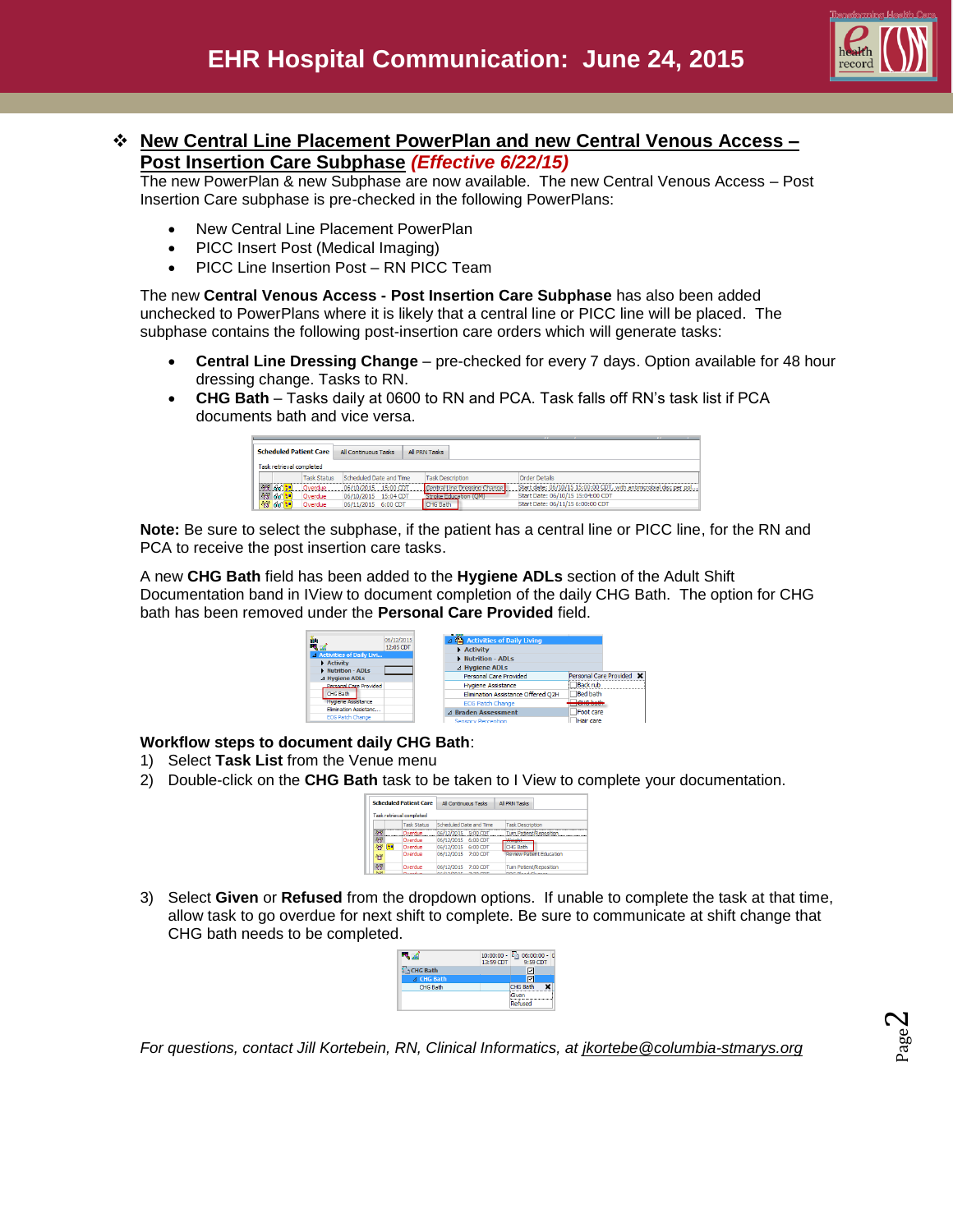- **New Central Line Placement PowerPlan and new Central Venous Access – Post Insertion Care Subphase** ***(Effective 6/22/15)***

The new PowerPlan & new Subphase are now available. The new Central Venous Access – Post Insertion Care subphase is pre-checked in the following PowerPlans:

- New Central Line Placement PowerPlan
- PICC Insert Post (Medical Imaging)
- PICC Line Insertion Post – RN PICC Team

The new **Central Venous Access - Post Insertion Care Subphase** has also been added unchecked to PowerPlans where it is likely that a central line or PICC line will be placed. The subphase contains the following post-insertion care orders which will generate tasks:

- **Central Line Dressing Change** – pre-checked for every 7 days. Option available for 48 hour dressing change. Tasks to RN.
- **CHG Bath** – Tasks daily at 0600 to RN and PCA. Task falls off RN's task list if PCA documents bath and vice versa.

**Note:** Be sure to select the subphase, if the patient has a central line or PICC line, for the RN and PCA to receive the post insertion care tasks.

A new **CHG Bath** field has been added to the **Hygiene ADLs** section of the Adult Shift Documentation band in IView to document completion of the daily CHG Bath. The option for CHG bath has been removed under the **Personal Care Provided** field.

**Workflow steps to document daily CHG Bath**:

1) Select **Task List** from the Venue menu
2) Double-click on the **CHG Bath** task to be taken to I View to complete your documentation.
3) Select **Given** or **Refused** from the dropdown options. If unable to complete the task at that time, allow task to go overdue for next shift to complete. Be sure to communicate at shift change that CHG bath needs to be completed.

*For questions, contact Jill Kortebein, RN, Clinical Informatics, at jkortebe@columbia-stmarys.org*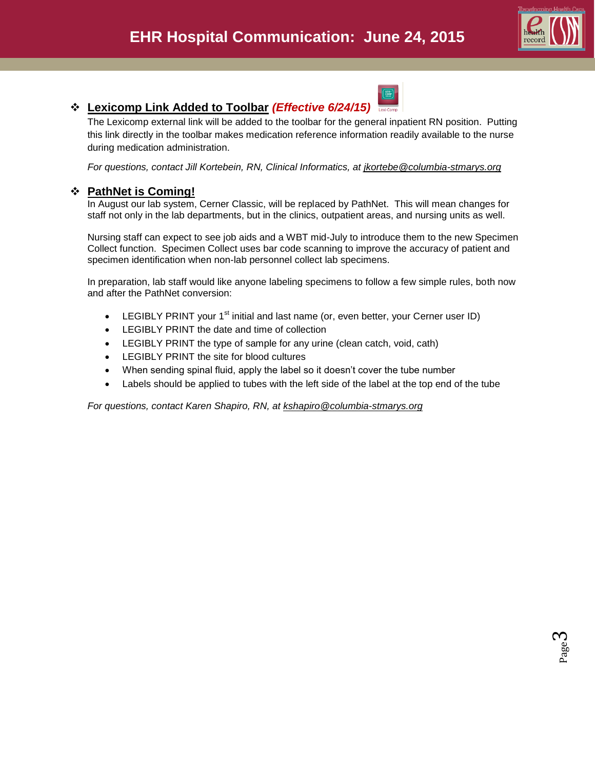# EHR Hospital Communication: June 24, 2015

## ❖ Lexicomp Link Added to Toolbar *(Effective 6/24/15)*

The Lexicomp external link will be added to the toolbar for the general inpatient RN position. Putting this link directly in the toolbar makes medication reference information readily available to the nurse during medication administration.

*For questions, contact Jill Kortebein, RN, Clinical Informatics, at jkortebe@columbia-stmarys.org*

## ❖ PathNet is Coming!

In August our lab system, Cerner Classic, will be replaced by PathNet. This will mean changes for staff not only in the lab departments, but in the clinics, outpatient areas, and nursing units as well.

Nursing staff can expect to see job aids and a WBT mid-July to introduce them to the new Specimen Collect function. Specimen Collect uses bar code scanning to improve the accuracy of patient and specimen identification when non-lab personnel collect lab specimens.

In preparation, lab staff would like anyone labeling specimens to follow a few simple rules, both now and after the PathNet conversion:

- LEGIBLY PRINT your 1st initial and last name (or, even better, your Cerner user ID)
- LEGIBLY PRINT the date and time of collection
- LEGIBLY PRINT the type of sample for any urine (clean catch, void, cath)
- LEGIBLY PRINT the site for blood cultures
- When sending spinal fluid, apply the label so it doesn't cover the tube number
- Labels should be applied to tubes with the left side of the label at the top end of the tube

*For questions, contact Karen Shapiro, RN, at kshapiro@columbia-stmarys.org*